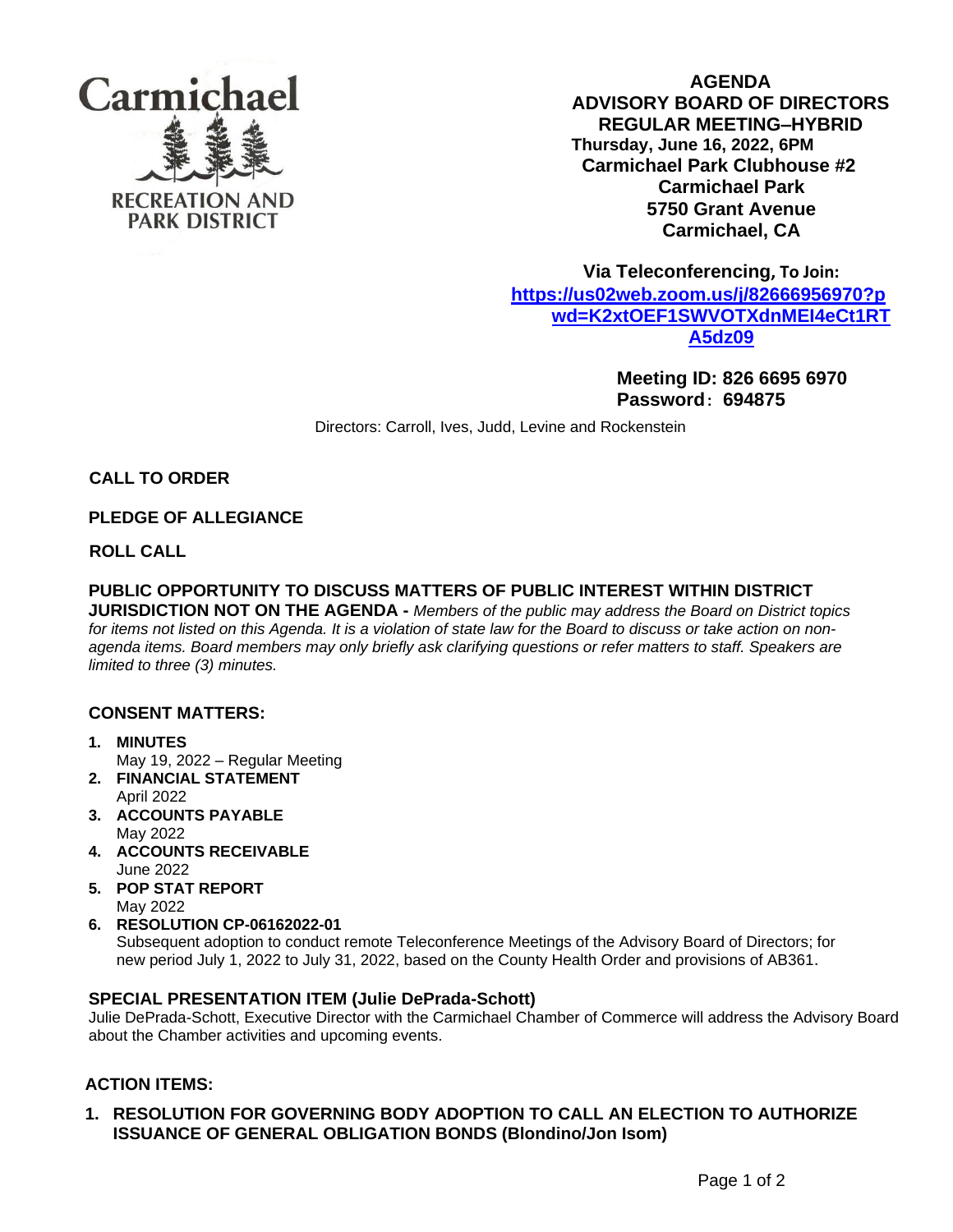Carmichael

RECREATION AND PARK DISTRICT

**AGENDA**
**ADVISORY BOARD OF DIRECTORS**
**REGULAR MEETING–HYBRID**
**Thursday, June 16, 2022, 6PM**
**Carmichael Park Clubhouse #2**
**Carmichael Park**
**5750 Grant Avenue**
**Carmichael, CA**

**Via Teleconferencing, To Join:**
**https://us02web.zoom.us/j/82666956970?pwd=K2xtOEF1SWVOTXdnMEI4eCt1RTA5dz09**

**Meeting ID: 826 6695 6970**
**Password: 694875**

Directors: Carroll, Ives, Judd, Levine and Rockenstein

**CALL TO ORDER**

**PLEDGE OF ALLEGIANCE**

**ROLL CALL**

**PUBLIC OPPORTUNITY TO DISCUSS MATTERS OF PUBLIC INTEREST WITHIN DISTRICT JURISDICTION NOT ON THE AGENDA -** *Members of the public may address the Board on District topics for items not listed on this Agenda. It is a violation of state law for the Board to discuss or take action on non-agenda items. Board members may only briefly ask clarifying questions or refer matters to staff. Speakers are limited to three (3) minutes.*

**CONSENT MATTERS:**

1. **MINUTES**
   May 19, 2022 – Regular Meeting
2. **FINANCIAL STATEMENT**
   April 2022
3. **ACCOUNTS PAYABLE**
   May 2022
4. **ACCOUNTS RECEIVABLE**
   June 2022
5. **POP STAT REPORT**
   May 2022
6. **RESOLUTION CP-06162022-01**
   Subsequent adoption to conduct remote Teleconference Meetings of the Advisory Board of Directors; for new period July 1, 2022 to July 31, 2022, based on the County Health Order and provisions of AB361.

**SPECIAL PRESENTATION ITEM (Julie DePrada-Schott)**
Julie DePrada-Schott, Executive Director with the Carmichael Chamber of Commerce will address the Advisory Board about the Chamber activities and upcoming events.

**ACTION ITEMS:**

1. **RESOLUTION FOR GOVERNING BODY ADOPTION TO CALL AN ELECTION TO AUTHORIZE ISSUANCE OF GENERAL OBLIGATION BONDS (Blondino/Jon Isom)**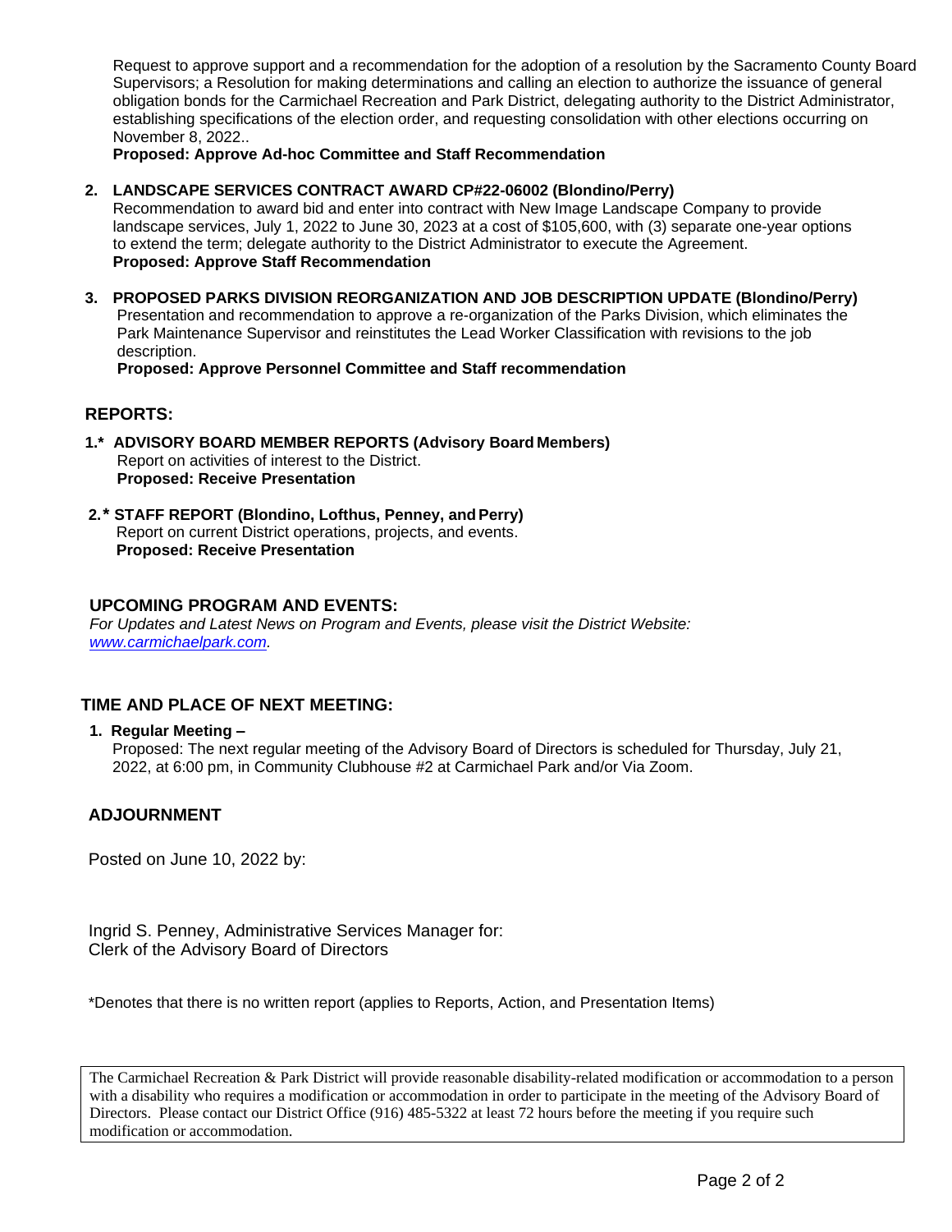Request to approve support and a recommendation for the adoption of a resolution by the Sacramento County Board Supervisors; a Resolution for making determinations and calling an election to authorize the issuance of general obligation bonds for the Carmichael Recreation and Park District, delegating authority to the District Administrator, establishing specifications of the election order, and requesting consolidation with other elections occurring on November 8, 2022..
**Proposed: Approve Ad-hoc Committee and Staff Recommendation**

2. **LANDSCAPE SERVICES CONTRACT AWARD CP#22-06002 (Blondino/Perry)**
   Recommendation to award bid and enter into contract with New Image Landscape Company to provide landscape services, July 1, 2022 to June 30, 2023 at a cost of $105,600, with (3) separate one-year options to extend the term; delegate authority to the District Administrator to execute the Agreement.
   **Proposed: Approve Staff Recommendation**

3. **PROPOSED PARKS DIVISION REORGANIZATION AND JOB DESCRIPTION UPDATE (Blondino/Perry)**
   Presentation and recommendation to approve a re-organization of the Parks Division, which eliminates the Park Maintenance Supervisor and reinstitutes the Lead Worker Classification with revisions to the job description.
   **Proposed: Approve Personnel Committee and Staff recommendation**

## REPORTS:

**1.\* ADVISORY BOARD MEMBER REPORTS (Advisory Board Members)**
Report on activities of interest to the District.
**Proposed: Receive Presentation**

**2.\* STAFF REPORT (Blondino, Lofthus, Penney, and Perry)**
Report on current District operations, projects, and events.
**Proposed: Receive Presentation**

## UPCOMING PROGRAM AND EVENTS:

*For Updates and Latest News on Program and Events, please visit the District Website: www.carmichaelpark.com.*

## TIME AND PLACE OF NEXT MEETING:

1. **Regular Meeting –**
   Proposed: The next regular meeting of the Advisory Board of Directors is scheduled for Thursday, July 21, 2022, at 6:00 pm, in Community Clubhouse #2 at Carmichael Park and/or Via Zoom.

## ADJOURNMENT

Posted on June 10, 2022 by:

Ingrid S. Penney, Administrative Services Manager for:
Clerk of the Advisory Board of Directors

*Denotes that there is no written report (applies to Reports, Action, and Presentation Items)

The Carmichael Recreation & Park District will provide reasonable disability-related modification or accommodation to a person with a disability who requires a modification or accommodation in order to participate in the meeting of the Advisory Board of Directors. Please contact our District Office (916) 485-5322 at least 72 hours before the meeting if you require such modification or accommodation.